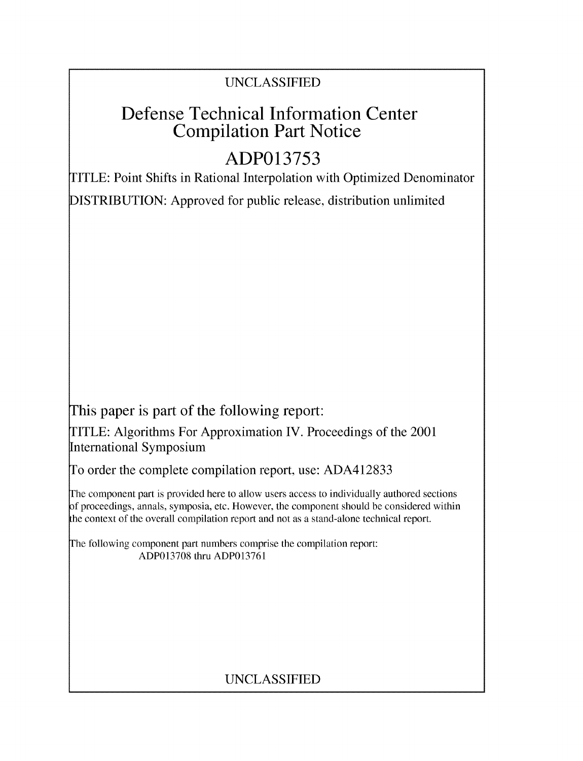UNCLASSIFIED

# Defense Technical Information Center Compilation Part Notice

# ADP013753

TITLE: Point Shifts in Rational Interpolation with Optimized Denominator

DISTRIBUTION: Approved for public release, distribution unlimited

This paper is part of the following report:

TITLE: Algorithms For Approximation IV. Proceedings of the 2001 International Symposium

To order the complete compilation report, use: ADA412833

The component part is provided here to allow users access to individually authored sections of proceedings, annals, symposia, etc. However, the component should be considered within the context of the overall compilation report and not as a stand-alone technical report.

The following component part numbers comprise the compilation report:
ADP013708 thru ADP013761

UNCLASSIFIED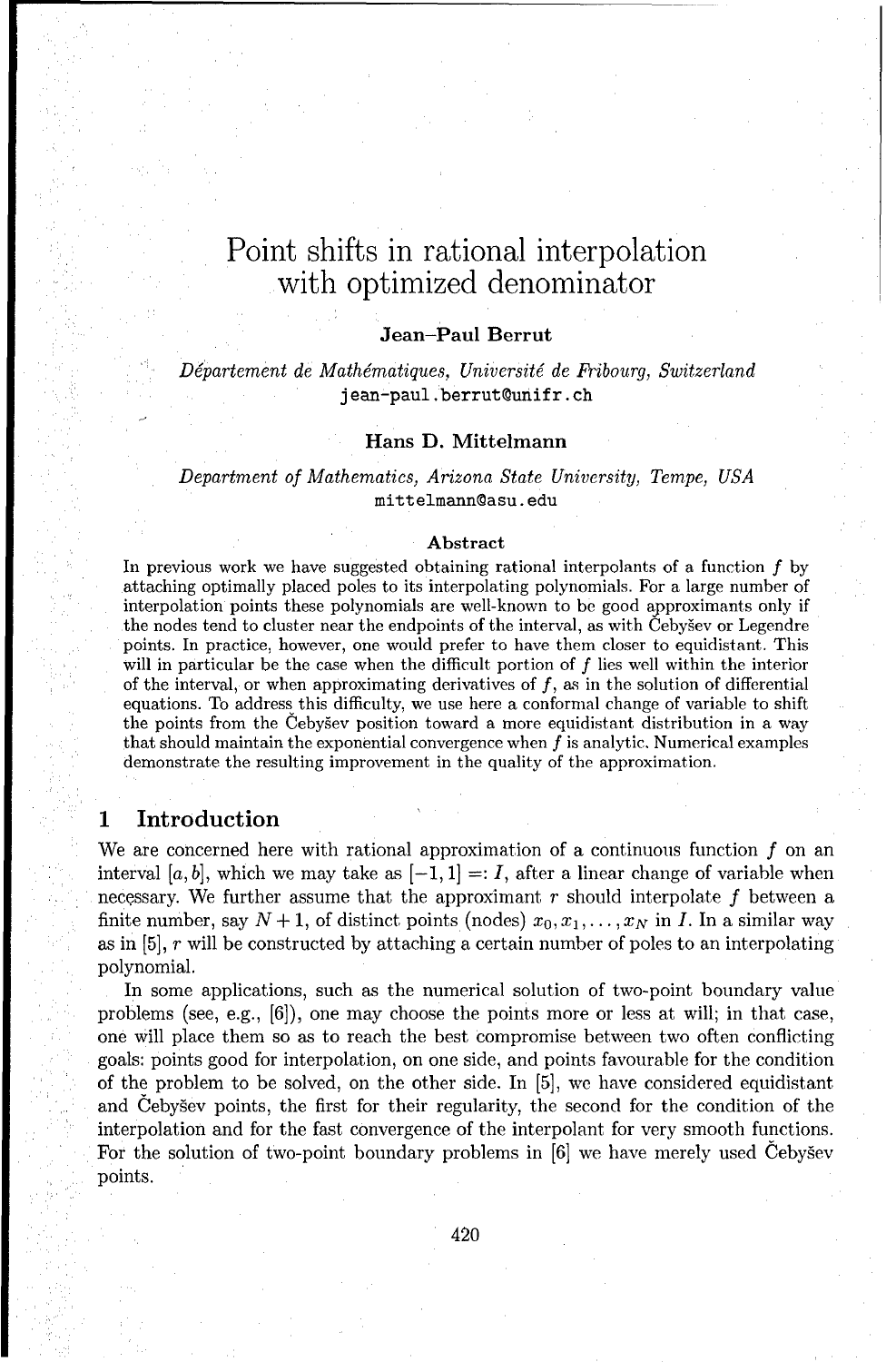# Point shifts in rational interpolation with optimized denominator

**Jean–Paul Berrut**

*Département de Mathématiques, Université de Fribourg, Switzerland*
jean-paul.berrut@unifr.ch

**Hans D. Mittelmann**

*Department of Mathematics, Arizona State University, Tempe, USA*
mittelmann@asu.edu

**Abstract**

In previous work we have suggested obtaining rational interpolants of a function $f$ by attaching optimally placed poles to its interpolating polynomials. For a large number of interpolation points these polynomials are well-known to be good approximants only if the nodes tend to cluster near the endpoints of the interval, as with Čebyšev or Legendre points. In practice, however, one would prefer to have them closer to equidistant. This will in particular be the case when the difficult portion of $f$ lies well within the interior of the interval, or when approximating derivatives of $f$, as in the solution of differential equations. To address this difficulty, we use here a conformal change of variable to shift the points from the Čebyšev position toward a more equidistant distribution in a way that should maintain the exponential convergence when $f$ is analytic. Numerical examples demonstrate the resulting improvement in the quality of the approximation.

## 1 Introduction

We are concerned here with rational approximation of a continuous function $f$ on an interval $[a, b]$, which we may take as $[-1, 1] =: I$, after a linear change of variable when necessary. We further assume that the approximant $r$ should interpolate $f$ between a finite number, say $N + 1$, of distinct points (nodes) $x_0, x_1, \ldots, x_N$ in $I$. In a similar way as in [5], $r$ will be constructed by attaching a certain number of poles to an interpolating polynomial.

In some applications, such as the numerical solution of two-point boundary value problems (see, e.g., [6]), one may choose the points more or less at will; in that case, one will place them so as to reach the best compromise between two often conflicting goals: points good for interpolation, on one side, and points favourable for the condition of the problem to be solved, on the other side. In [5], we have considered equidistant and Čebyšev points, the first for their regularity, the second for the condition of the interpolation and for the fast convergence of the interpolant for very smooth functions. For the solution of two-point boundary problems in [6] we have merely used Čebyšev points.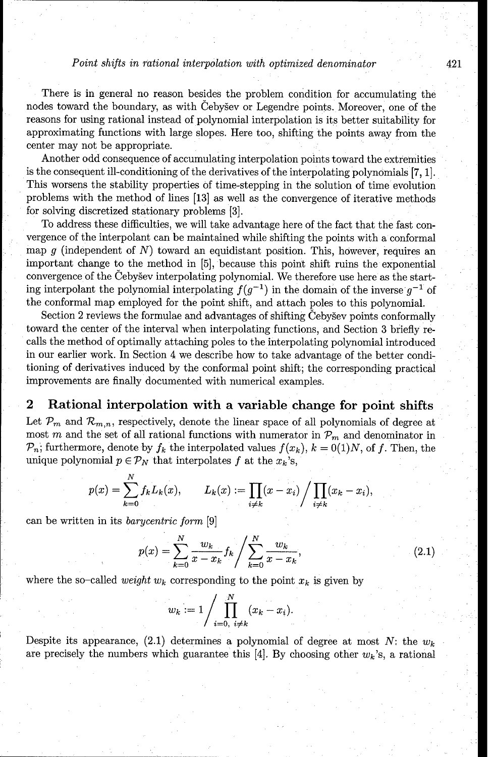There is in general no reason besides the problem condition for accumulating the nodes toward the boundary, as with Čebyšev or Legendre points. Moreover, one of the reasons for using rational instead of polynomial interpolation is its better suitability for approximating functions with large slopes. Here too, shifting the points away from the center may not be appropriate.

Another odd consequence of accumulating interpolation points toward the extremities is the consequent ill-conditioning of the derivatives of the interpolating polynomials [7, 1]. This worsens the stability properties of time-stepping in the solution of time evolution problems with the method of lines [13] as well as the convergence of iterative methods for solving discretized stationary problems [3].

To address these difficulties, we will take advantage here of the fact that the fast convergence of the interpolant can be maintained while shifting the points with a conformal map $g$ (independent of $N$) toward an equidistant position. This, however, requires an important change to the method in [5], because this point shift ruins the exponential convergence of the Čebyšev interpolating polynomial. We therefore use here as the starting interpolant the polynomial interpolating $f(g^{-1})$ in the domain of the inverse $g^{-1}$ of the conformal map employed for the point shift, and attach poles to this polynomial.

Section 2 reviews the formulae and advantages of shifting Čebyšev points conformally toward the center of the interval when interpolating functions, and Section 3 briefly recalls the method of optimally attaching poles to the interpolating polynomial introduced in our earlier work. In Section 4 we describe how to take advantage of the better conditioning of derivatives induced by the conformal point shift; the corresponding practical improvements are finally documented with numerical examples.

## 2 Rational interpolation with a variable change for point shifts

Let $\mathcal{P}_m$ and $\mathcal{R}_{m,n}$, respectively, denote the linear space of all polynomials of degree at most $m$ and the set of all rational functions with numerator in $\mathcal{P}_m$ and denominator in $\mathcal{P}_n$; furthermore, denote by $f_k$ the interpolated values $f(x_k)$, $k = 0(1)N$, of $f$. Then, the unique polynomial $p \in \mathcal{P}_N$ that interpolates $f$ at the $x_k$'s,

$$p(x) = \sum_{k=0}^{N} f_k L_k(x), \qquad L_k(x) := \prod_{i \neq k}(x - x_i) \bigg/ \prod_{i \neq k}(x_k - x_i),$$

can be written in its *barycentric form* [9]

$$p(x) = \sum_{k=0}^{N} \frac{w_k}{x - x_k} f_k \bigg/ \sum_{k=0}^{N} \frac{w_k}{x - x_k}, \tag{2.1}$$

where the so-called *weight* $w_k$ corresponding to the point $x_k$ is given by

$$w_k := 1 \bigg/ \prod_{i=0,\ i \neq k}^{N} (x_k - x_i).$$

Despite its appearance, (2.1) determines a polynomial of degree at most $N$: the $w_k$ are precisely the numbers which guarantee this [4]. By choosing other $w_k$'s, a rational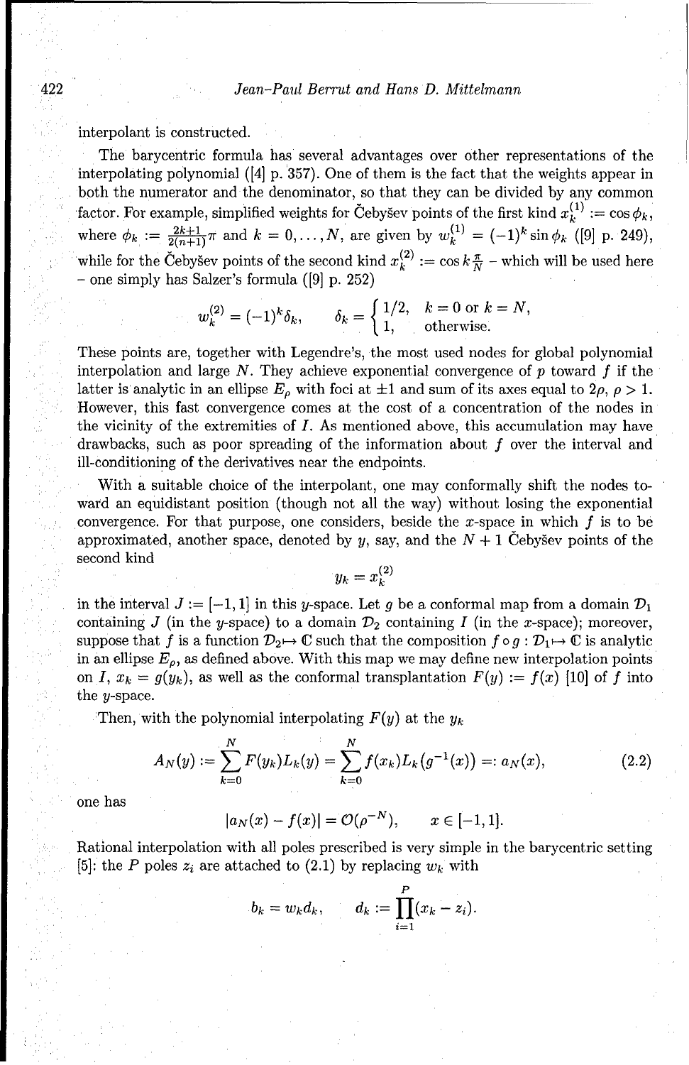interpolant is constructed.

The barycentric formula has several advantages over other representations of the interpolating polynomial ([4] p. 357). One of them is the fact that the weights appear in both the numerator and the denominator, so that they can be divided by any common factor. For example, simplified weights for Čebyšev points of the first kind $x_k^{(1)} := \cos\phi_k$, where $\phi_k := \frac{2k+1}{2(n+1)}\pi$ and $k = 0, \ldots, N$, are given by $w_k^{(1)} = (-1)^k \sin\phi_k$ ([9] p. 249), while for the Čebyšev points of the second kind $x_k^{(2)} := \cos k\frac{\pi}{N}$ – which will be used here – one simply has Salzer's formula ([9] p. 252)

$$w_k^{(2)} = (-1)^k \delta_k, \qquad \delta_k = \begin{cases} 1/2, & k = 0 \text{ or } k = N, \\ 1, & \text{otherwise.} \end{cases}$$

These points are, together with Legendre's, the most used nodes for global polynomial interpolation and large $N$. They achieve exponential convergence of $p$ toward $f$ if the latter is analytic in an ellipse $E_\rho$ with foci at $\pm 1$ and sum of its axes equal to $2\rho$, $\rho > 1$. However, this fast convergence comes at the cost of a concentration of the nodes in the vicinity of the extremities of $I$. As mentioned above, this accumulation may have drawbacks, such as poor spreading of the information about $f$ over the interval and ill-conditioning of the derivatives near the endpoints.

With a suitable choice of the interpolant, one may conformally shift the nodes toward an equidistant position (though not all the way) without losing the exponential convergence. For that purpose, one considers, beside the $x$-space in which $f$ is to be approximated, another space, denoted by $y$, say, and the $N + 1$ Čebyšev points of the second kind

$$y_k = x_k^{(2)}$$

in the interval $J := [-1, 1]$ in this $y$-space. Let $g$ be a conformal map from a domain $\mathcal{D}_1$ containing $J$ (in the $y$-space) to a domain $\mathcal{D}_2$ containing $I$ (in the $x$-space); moreover, suppose that $f$ is a function $\mathcal{D}_2 \mapsto \mathbb{C}$ such that the composition $f \circ g : \mathcal{D}_1 \mapsto \mathbb{C}$ is analytic in an ellipse $E_\rho$, as defined above. With this map we may define new interpolation points on $I$, $x_k = g(y_k)$, as well as the conformal transplantation $F(y) := f(x)$ [10] of $f$ into the $y$-space.

Then, with the polynomial interpolating $F(y)$ at the $y_k$

$$A_N(y) := \sum_{k=0}^{N} F(y_k) L_k(y) = \sum_{k=0}^{N} f(x_k) L_k\big(g^{-1}(x)\big) =: a_N(x), \tag{2.2}$$

one has

$$|a_N(x) - f(x)| = \mathcal{O}(\rho^{-N}), \qquad x \in [-1, 1].$$

Rational interpolation with all poles prescribed is very simple in the barycentric setting [5]: the $P$ poles $z_i$ are attached to (2.1) by replacing $w_k$ with

$$b_k = w_k d_k, \qquad d_k := \prod_{i=1}^{P} (x_k - z_i).$$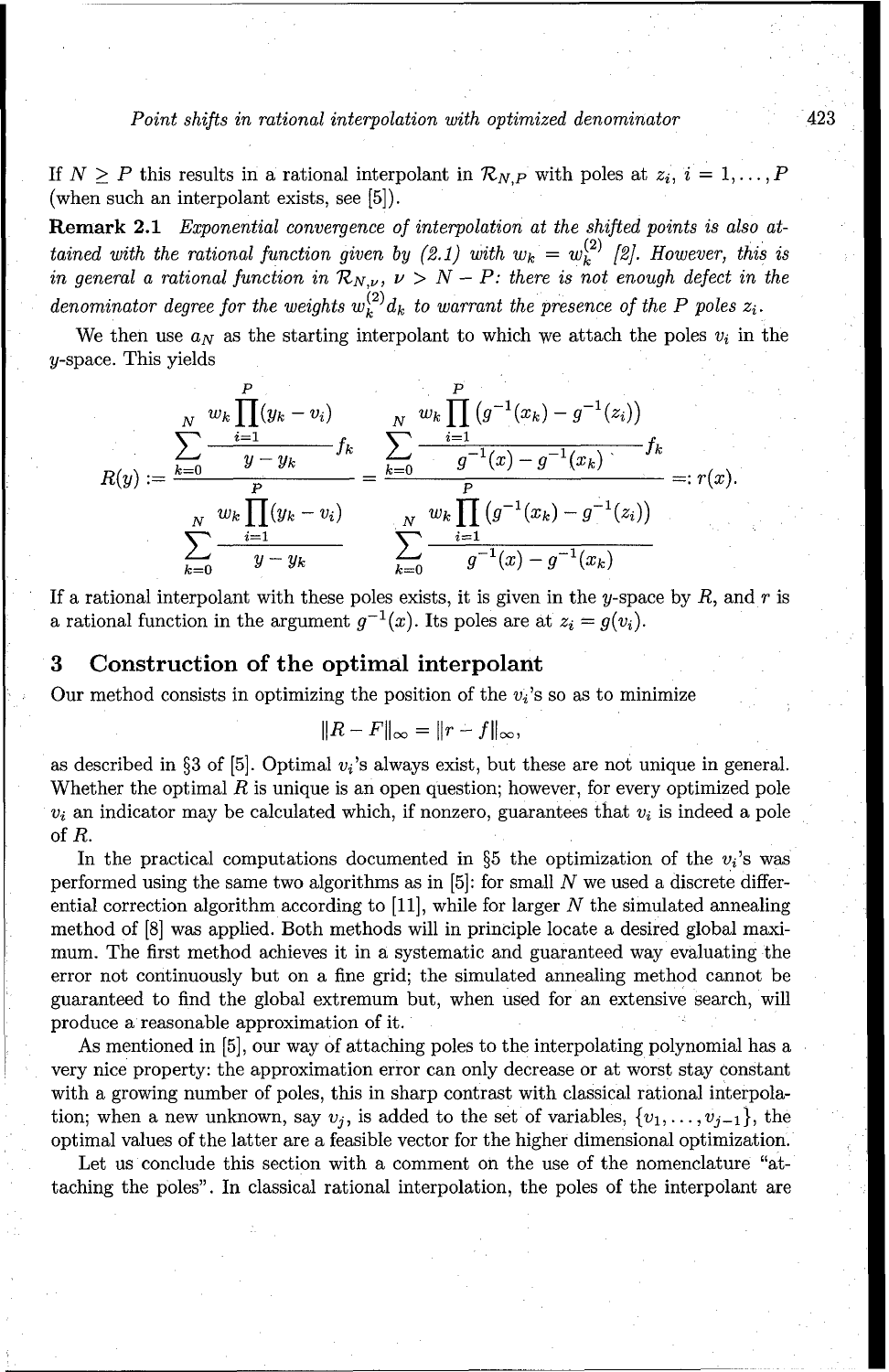If $N \geq P$ this results in a rational interpolant in $\mathcal{R}_{N,P}$ with poles at $z_i$, $i = 1, \ldots, P$ (when such an interpolant exists, see [5]).

**Remark 2.1** *Exponential convergence of interpolation at the shifted points is also attained with the rational function given by (2.1) with $w_k = w_k^{(2)}$ [2]. However, this is in general a rational function in $\mathcal{R}_{N,\nu}$, $\nu > N - P$: there is not enough defect in the denominator degree for the weights $w_k^{(2)} d_k$ to warrant the presence of the $P$ poles $z_i$.*

We then use $a_N$ as the starting interpolant to which we attach the poles $v_i$ in the $y$-space. This yields

$$R(y) := \frac{\displaystyle\sum_{k=0}^{N} \frac{w_k \prod_{i=1}^{P}(y_k - v_i)}{y - y_k} f_k}{\displaystyle\sum_{k=0}^{N} \frac{w_k \prod_{i=1}^{P}(y_k - v_i)}{y - y_k}} = \frac{\displaystyle\sum_{k=0}^{N} \frac{w_k \prod_{i=1}^{P}\left(g^{-1}(x_k) - g^{-1}(z_i)\right)}{g^{-1}(x) - g^{-1}(x_k)} f_k}{\displaystyle\sum_{k=0}^{N} \frac{w_k \prod_{i=1}^{P}\left(g^{-1}(x_k) - g^{-1}(z_i)\right)}{g^{-1}(x) - g^{-1}(x_k)}} =: r(x).$$

If a rational interpolant with these poles exists, it is given in the $y$-space by $R$, and $r$ is a rational function in the argument $g^{-1}(x)$. Its poles are at $z_i = g(v_i)$.

## 3 Construction of the optimal interpolant

Our method consists in optimizing the position of the $v_i$'s so as to minimize

$$\|R - F\|_\infty = \|r - f\|_\infty,$$

as described in §3 of [5]. Optimal $v_i$'s always exist, but these are not unique in general. Whether the optimal $R$ is unique is an open question; however, for every optimized pole $v_i$ an indicator may be calculated which, if nonzero, guarantees that $v_i$ is indeed a pole of $R$.

In the practical computations documented in §5 the optimization of the $v_i$'s was performed using the same two algorithms as in [5]: for small $N$ we used a discrete differential correction algorithm according to [11], while for larger $N$ the simulated annealing method of [8] was applied. Both methods will in principle locate a desired global maximum. The first method achieves it in a systematic and guaranteed way evaluating the error not continuously but on a fine grid; the simulated annealing method cannot be guaranteed to find the global extremum but, when used for an extensive search, will produce a reasonable approximation of it.

As mentioned in [5], our way of attaching poles to the interpolating polynomial has a very nice property: the approximation error can only decrease or at worst stay constant with a growing number of poles, this in sharp contrast with classical rational interpolation; when a new unknown, say $v_j$, is added to the set of variables, $\{v_1, \ldots, v_{j-1}\}$, the optimal values of the latter are a feasible vector for the higher dimensional optimization.

Let us conclude this section with a comment on the use of the nomenclature "attaching the poles". In classical rational interpolation, the poles of the interpolant are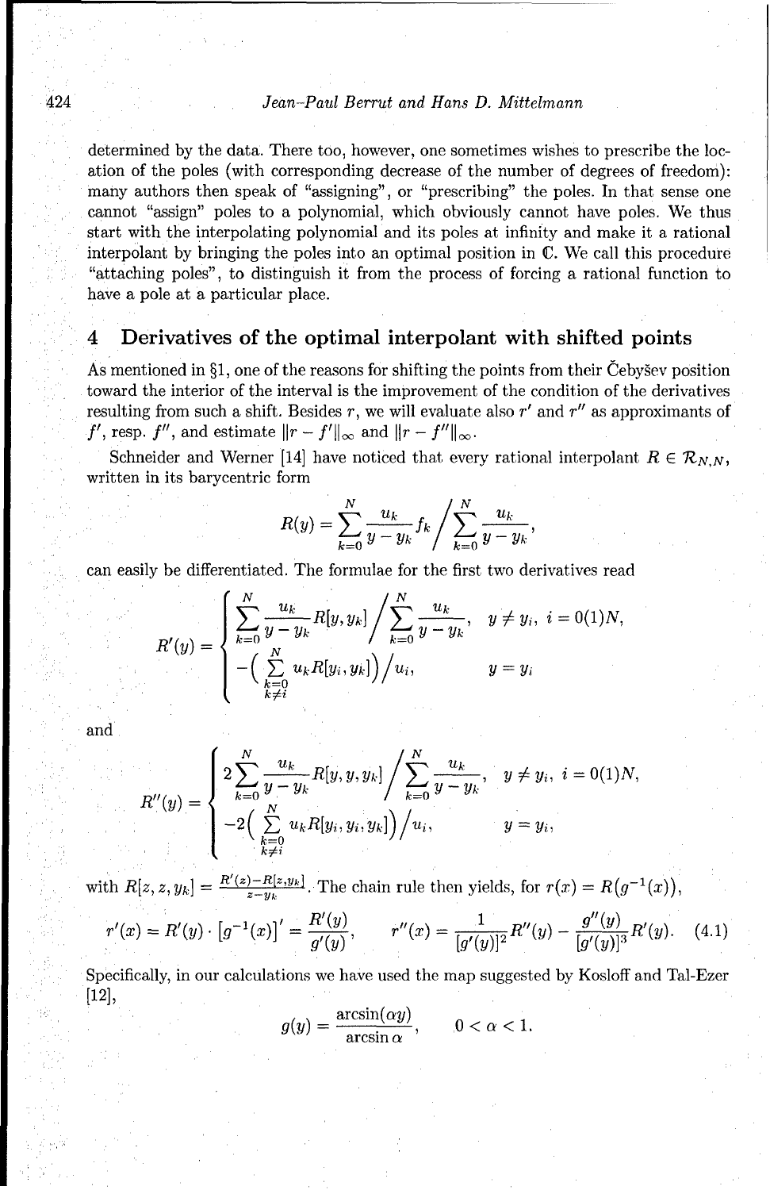determined by the data. There too, however, one sometimes wishes to prescribe the location of the poles (with corresponding decrease of the number of degrees of freedom): many authors then speak of "assigning", or "prescribing" the poles. In that sense one cannot "assign" poles to a polynomial, which obviously cannot have poles. We thus start with the interpolating polynomial and its poles at infinity and make it a rational interpolant by bringing the poles into an optimal position in $\mathbb{C}$. We call this procedure "attaching poles", to distinguish it from the process of forcing a rational function to have a pole at a particular place.

## 4 Derivatives of the optimal interpolant with shifted points

As mentioned in §1, one of the reasons for shifting the points from their Čebyšev position toward the interior of the interval is the improvement of the condition of the derivatives resulting from such a shift. Besides $r$, we will evaluate also $r'$ and $r''$ as approximants of $f'$, resp. $f''$, and estimate $\|r - f'\|_\infty$ and $\|r - f''\|_\infty$.

Schneider and Werner [14] have noticed that every rational interpolant $R \in \mathcal{R}_{N,N}$, written in its barycentric form

$$R(y) = \sum_{k=0}^{N} \frac{u_k}{y - y_k} f_k \bigg/ \sum_{k=0}^{N} \frac{u_k}{y - y_k},$$

can easily be differentiated. The formulae for the first two derivatives read

$$R'(y) = \begin{cases} \displaystyle\sum_{k=0}^{N} \frac{u_k}{y - y_k} R[y, y_k] \bigg/ \sum_{k=0}^{N} \frac{u_k}{y - y_k}, & y \neq y_i, \; i = 0(1)N, \\ -\Big( \displaystyle\sum_{\substack{k=0 \\ k \neq i}}^{N} u_k R[y_i, y_k] \Big) \Big/ u_i, & y = y_i \end{cases}$$

and

$$R''(y) = \begin{cases} 2\displaystyle\sum_{k=0}^{N} \frac{u_k}{y - y_k} R[y, y, y_k] \bigg/ \sum_{k=0}^{N} \frac{u_k}{y - y_k}, & y \neq y_i, \; i = 0(1)N, \\ -2\Big( \displaystyle\sum_{\substack{k=0 \\ k \neq i}}^{N} u_k R[y_i, y_i, y_k] \Big) \Big/ u_i, & y = y_i, \end{cases}$$

with $R[z, z, y_k] = \frac{R'(z) - R[z, y_k]}{z - y_k}$. The chain rule then yields, for $r(x) = R\big(g^{-1}(x)\big)$,

$$r'(x) = R'(y) \cdot \big[g^{-1}(x)\big]' = \frac{R'(y)}{g'(y)}, \qquad r''(x) = \frac{1}{[g'(y)]^2} R''(y) - \frac{g''(y)}{[g'(y)]^3} R'(y). \quad (4.1)$$

Specifically, in our calculations we have used the map suggested by Kosloff and Tal-Ezer [12],

$$g(y) = \frac{\arcsin(\alpha y)}{\arcsin \alpha}, \qquad 0 < \alpha < 1.$$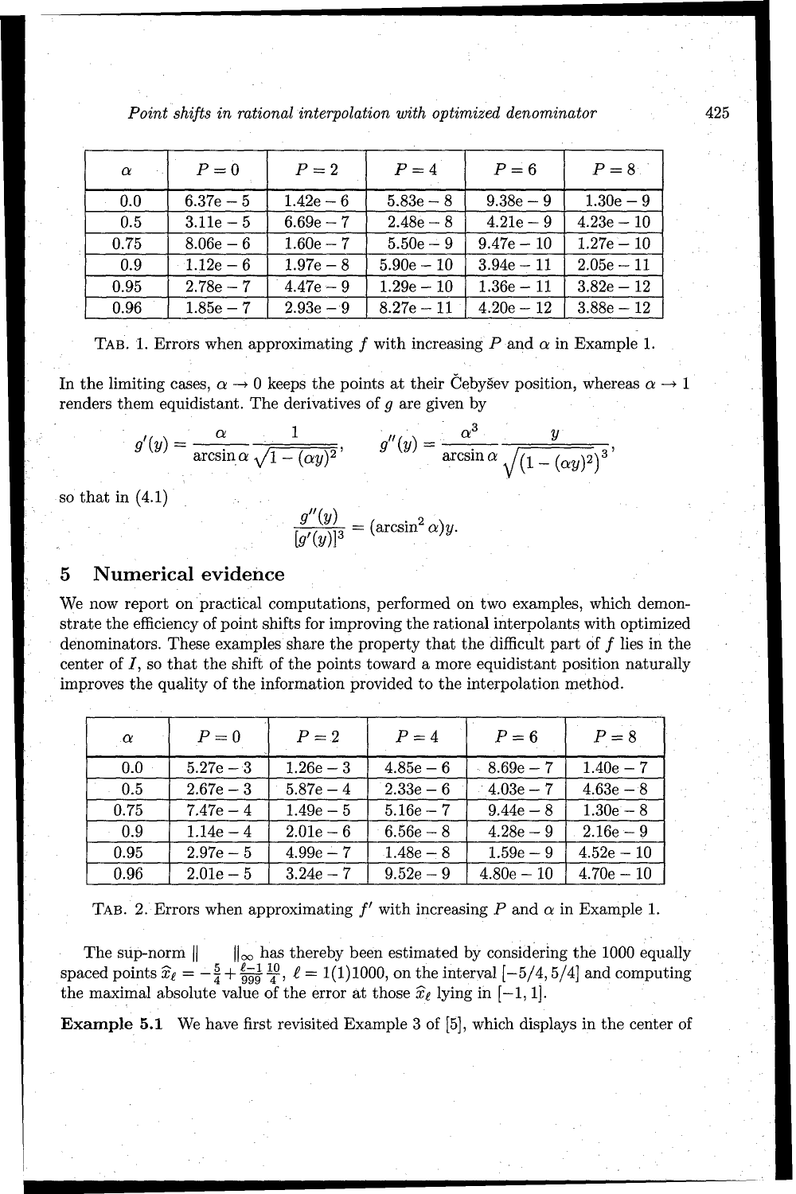| $\alpha$ | $P=0$ | $P=2$ | $P=4$ | $P=6$ | $P=8$ |
|---|---|---|---|---|---|
| 0.0 | 6.37e − 5 | 1.42e − 6 | 5.83e − 8 | 9.38e − 9 | 1.30e − 9 |
| 0.5 | 3.11e − 5 | 6.69e − 7 | 2.48e − 8 | 4.21e − 9 | 4.23e − 10 |
| 0.75 | 8.06e − 6 | 1.60e − 7 | 5.50e − 9 | 9.47e − 10 | 1.27e − 10 |
| 0.9 | 1.12e − 6 | 1.97e − 8 | 5.90e − 10 | 3.94e − 11 | 2.05e − 11 |
| 0.95 | 2.78e − 7 | 4.47e − 9 | 1.29e − 10 | 1.36e − 11 | 3.82e − 12 |
| 0.96 | 1.85e − 7 | 2.93e − 9 | 8.27e − 11 | 4.20e − 12 | 3.88e − 12 |

TAB. 1. Errors when approximating $f$ with increasing $P$ and $\alpha$ in Example 1.

In the limiting cases, $\alpha \to 0$ keeps the points at their Čebyšev position, whereas $\alpha \to 1$ renders them equidistant. The derivatives of $g$ are given by

$$g'(y) = \frac{\alpha}{\arcsin \alpha} \frac{1}{\sqrt{1-(\alpha y)^2}}, \qquad g''(y) = \frac{\alpha^3}{\arcsin \alpha} \frac{y}{\sqrt{\left(1-(\alpha y)^2\right)^3}},$$

so that in (4.1)

$$\frac{g''(y)}{[g'(y)]^3} = (\arcsin^2 \alpha) y.$$

## 5 Numerical evidence

We now report on practical computations, performed on two examples, which demonstrate the efficiency of point shifts for improving the rational interpolants with optimized denominators. These examples share the property that the difficult part of $f$ lies in the center of $I$, so that the shift of the points toward a more equidistant position naturally improves the quality of the information provided to the interpolation method.

| $\alpha$ | $P=0$ | $P=2$ | $P=4$ | $P=6$ | $P=8$ |
|---|---|---|---|---|---|
| 0.0 | 5.27e − 3 | 1.26e − 3 | 4.85e − 6 | 8.69e − 7 | 1.40e − 7 |
| 0.5 | 2.67e − 3 | 5.87e − 4 | 2.33e − 6 | 4.03e − 7 | 4.63e − 8 |
| 0.75 | 7.47e − 4 | 1.49e − 5 | 5.16e − 7 | 9.44e − 8 | 1.30e − 8 |
| 0.9 | 1.14e − 4 | 2.01e − 6 | 6.56e − 8 | 4.28e − 9 | 2.16e − 9 |
| 0.95 | 2.97e − 5 | 4.99e − 7 | 1.48e − 8 | 1.59e − 9 | 4.52e − 10 |
| 0.96 | 2.01e − 5 | 3.24e − 7 | 9.52e − 9 | 4.80e − 10 | 4.70e − 10 |

TAB. 2. Errors when approximating $f'$ with increasing $P$ and $\alpha$ in Example 1.

The sup-norm $\| \quad \|_\infty$ has thereby been estimated by considering the 1000 equally spaced points $\widehat{x}_\ell = -\frac{5}{4} + \frac{\ell-1}{999}\frac{10}{4}$, $\ell = 1(1)1000$, on the interval $[-5/4, 5/4]$ and computing the maximal absolute value of the error at those $\widehat{x}_\ell$ lying in $[-1, 1]$.

**Example 5.1** We have first revisited Example 3 of [5], which displays in the center of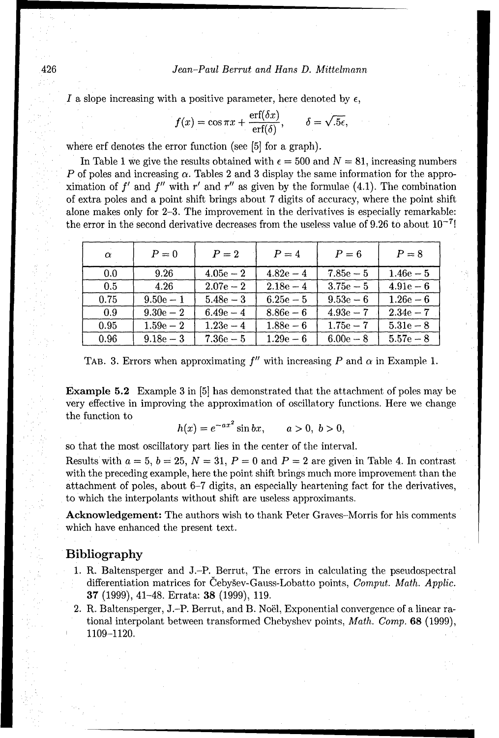$I$ a slope increasing with a positive parameter, here denoted by $\epsilon$,

$$f(x) = \cos \pi x + \frac{\operatorname{erf}(\delta x)}{\operatorname{erf}(\delta)}, \qquad \delta = \sqrt{.5\epsilon},$$

where erf denotes the error function (see [5] for a graph).

In Table 1 we give the results obtained with $\epsilon = 500$ and $N = 81$, increasing numbers $P$ of poles and increasing $\alpha$. Tables 2 and 3 display the same information for the approximation of $f'$ and $f''$ with $r'$ and $r''$ as given by the formulae (4.1). The combination of extra poles and a point shift brings about 7 digits of accuracy, where the point shift alone makes only for 2–3. The improvement in the derivatives is especially remarkable: the error in the second derivative decreases from the useless value of 9.26 to about $10^{-7}$!

| $\alpha$ | $P = 0$ | $P = 2$ | $P = 4$ | $P = 6$ | $P = 8$ |
|---|---|---|---|---|---|
| 0.0 | 9.26 | 4.05e − 2 | 4.82e − 4 | 7.85e − 5 | 1.46e − 5 |
| 0.5 | 4.26 | 2.07e − 2 | 2.18e − 4 | 3.75e − 5 | 4.91e − 6 |
| 0.75 | 9.50e − 1 | 5.48e − 3 | 6.25e − 5 | 9.53e − 6 | 1.26e − 6 |
| 0.9 | 9.30e − 2 | 6.49e − 4 | 8.86e − 6 | 4.93e − 7 | 2.34e − 7 |
| 0.95 | 1.59e − 2 | 1.23e − 4 | 1.88e − 6 | 1.75e − 7 | 5.31e − 8 |
| 0.96 | 9.18e − 3 | 7.36e − 5 | 1.29e − 6 | 6.00e − 8 | 5.57e − 8 |

TAB. 3. Errors when approximating $f''$ with increasing $P$ and $\alpha$ in Example 1.

**Example 5.2** Example 3 in [5] has demonstrated that the attachment of poles may be very effective in improving the approximation of oscillatory functions. Here we change the function to

$$h(x) = e^{-ax^2} \sin bx, \qquad a > 0,\ b > 0,$$

so that the most oscillatory part lies in the center of the interval.

Results with $a = 5$, $b = 25$, $N = 31$, $P = 0$ and $P = 2$ are given in Table 4. In contrast with the preceding example, here the point shift brings much more improvement than the attachment of poles, about 6–7 digits, an especially heartening fact for the derivatives, to which the interpolants without shift are useless approximants.

**Acknowledgement:** The authors wish to thank Peter Graves–Morris for his comments which have enhanced the present text.

## Bibliography

1. R. Baltensperger and J.-P. Berrut, The errors in calculating the pseudospectral differentiation matrices for Čebyšev-Gauss-Lobatto points, *Comput. Math. Applic.* **37** (1999), 41–48. Errata: **38** (1999), 119.
2. R. Baltensperger, J.-P. Berrut, and B. Noël, Exponential convergence of a linear rational interpolant between transformed Chebyshev points, *Math. Comp.* **68** (1999), 1109–1120.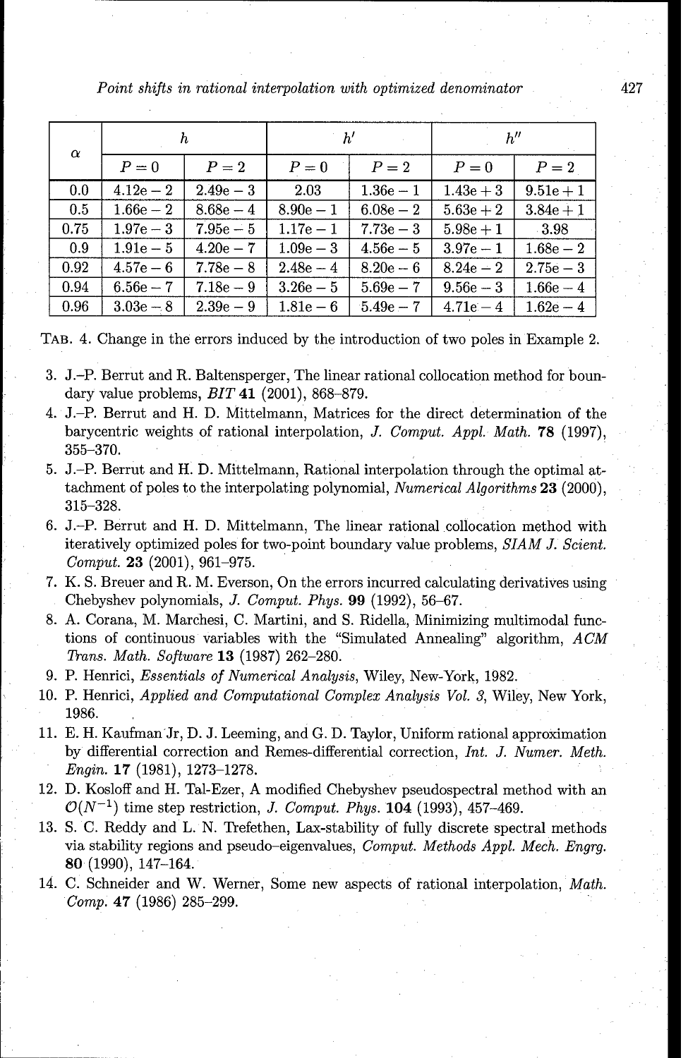| $\alpha$ | $h$ | | $h'$ | | $h''$ | |
|---|---|---|---|---|---|---|
| | $P=0$ | $P=2$ | $P=0$ | $P=2$ | $P=0$ | $P=2$ |
| 0.0 | $4.12\text{e}-2$ | $2.49\text{e}-3$ | 2.03 | $1.36\text{e}-1$ | $1.43\text{e}+3$ | $9.51\text{e}+1$ |
| 0.5 | $1.66\text{e}-2$ | $8.68\text{e}-4$ | $8.90\text{e}-1$ | $6.08\text{e}-2$ | $5.63\text{e}+2$ | $3.84\text{e}+1$ |
| 0.75 | $1.97\text{e}-3$ | $7.95\text{e}-5$ | $1.17\text{e}-1$ | $7.73\text{e}-3$ | $5.98\text{e}+1$ | 3.98 |
| 0.9 | $1.91\text{e}-5$ | $4.20\text{e}-7$ | $1.09\text{e}-3$ | $4.56\text{e}-5$ | $3.97\text{e}-1$ | $1.68\text{e}-2$ |
| 0.92 | $4.57\text{e}-6$ | $7.78\text{e}-8$ | $2.48\text{e}-4$ | $8.20\text{e}-6$ | $8.24\text{e}-2$ | $2.75\text{e}-3$ |
| 0.94 | $6.56\text{e}-7$ | $7.18\text{e}-9$ | $3.26\text{e}-5$ | $5.69\text{e}-7$ | $9.56\text{e}-3$ | $1.66\text{e}-4$ |
| 0.96 | $3.03\text{e}-8$ | $2.39\text{e}-9$ | $1.81\text{e}-6$ | $5.49\text{e}-7$ | $4.71\text{e}-4$ | $1.62\text{e}-4$ |

TAB. 4. Change in the errors induced by the introduction of two poles in Example 2.

3. J.–P. Berrut and R. Baltensperger, The linear rational collocation method for boundary value problems, *BIT* **41** (2001), 868–879.
4. J.–P. Berrut and H. D. Mittelmann, Matrices for the direct determination of the barycentric weights of rational interpolation, *J. Comput. Appl. Math.* **78** (1997), 355–370.
5. J.–P. Berrut and H. D. Mittelmann, Rational interpolation through the optimal attachment of poles to the interpolating polynomial, *Numerical Algorithms* **23** (2000), 315–328.
6. J.–P. Berrut and H. D. Mittelmann, The linear rational collocation method with iteratively optimized poles for two-point boundary value problems, *SIAM J. Scient. Comput.* **23** (2001), 961–975.
7. K. S. Breuer and R. M. Everson, On the errors incurred calculating derivatives using Chebyshev polynomials, *J. Comput. Phys.* **99** (1992), 56–67.
8. A. Corana, M. Marchesi, C. Martini, and S. Ridella, Minimizing multimodal functions of continuous variables with the "Simulated Annealing" algorithm, *ACM Trans. Math. Software* **13** (1987) 262–280.
9. P. Henrici, *Essentials of Numerical Analysis*, Wiley, New-York, 1982.
10. P. Henrici, *Applied and Computational Complex Analysis Vol. 3*, Wiley, New York, 1986.
11. E. H. Kaufman Jr, D. J. Leeming, and G. D. Taylor, Uniform rational approximation by differential correction and Remes-differential correction, *Int. J. Numer. Meth. Engin.* **17** (1981), 1273–1278.
12. D. Kosloff and H. Tal-Ezer, A modified Chebyshev pseudospectral method with an $\mathcal{O}(N^{-1})$ time step restriction, *J. Comput. Phys.* **104** (1993), 457–469.
13. S. C. Reddy and L. N. Trefethen, Lax-stability of fully discrete spectral methods via stability regions and pseudo–eigenvalues, *Comput. Methods Appl. Mech. Engrg.* **80** (1990), 147–164.
14. C. Schneider and W. Werner, Some new aspects of rational interpolation, *Math. Comp.* **47** (1986) 285–299.